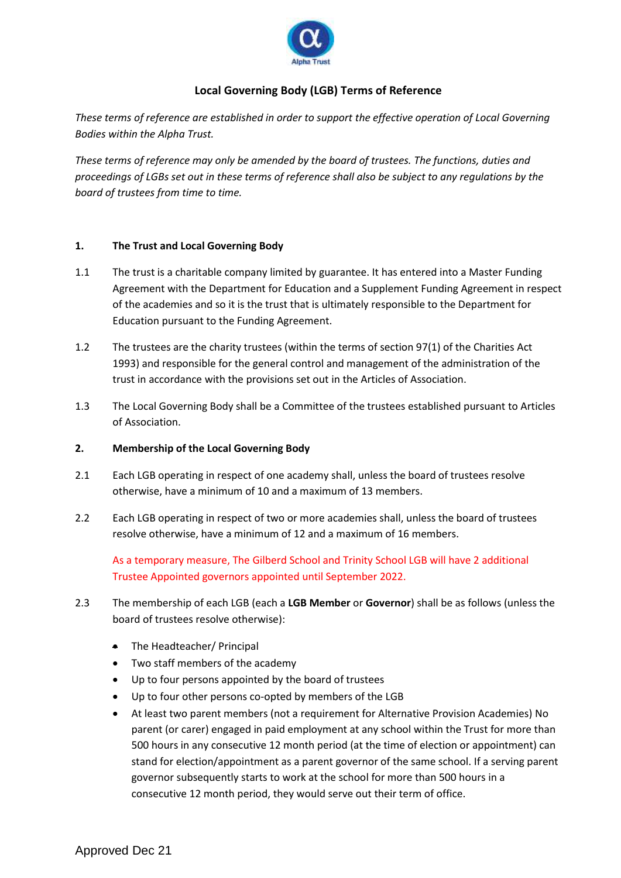# Local Governing Body (LGB) Terms of Reference

*These terms of reference are established in order to support the effective operation of Local Governing Bodies within the Alpha Trust.*

*These terms of reference may only be amended by the board of trustees. The functions, duties and proceedings of LGBs set out in these terms of reference shall also be subject to any regulations by the board of trustees from time to time.*

## 1. The Trust and Local Governing Body

1.1 The trust is a charitable company limited by guarantee. It has entered into a Master Funding Agreement with the Department for Education and a Supplement Funding Agreement in respect of the academies and so it is the trust that is ultimately responsible to the Department for Education pursuant to the Funding Agreement.

1.2 The trustees are the charity trustees (within the terms of section 97(1) of the Charities Act 1993) and responsible for the general control and management of the administration of the trust in accordance with the provisions set out in the Articles of Association.

1.3 The Local Governing Body shall be a Committee of the trustees established pursuant to Articles of Association.

## 2. Membership of the Local Governing Body

2.1 Each LGB operating in respect of one academy shall, unless the board of trustees resolve otherwise, have a minimum of 10 and a maximum of 13 members.

2.2 Each LGB operating in respect of two or more academies shall, unless the board of trustees resolve otherwise, have a minimum of 12 and a maximum of 16 members.

As a temporary measure, The Gilberd School and Trinity School LGB will have 2 additional Trustee Appointed governors appointed until September 2022.

2.3 The membership of each LGB (each a **LGB Member** or **Governor**) shall be as follows (unless the board of trustees resolve otherwise):

- The Headteacher/ Principal
- Two staff members of the academy
- Up to four persons appointed by the board of trustees
- Up to four other persons co-opted by members of the LGB
- At least two parent members (not a requirement for Alternative Provision Academies) No parent (or carer) engaged in paid employment at any school within the Trust for more than 500 hours in any consecutive 12 month period (at the time of election or appointment) can stand for election/appointment as a parent governor of the same school. If a serving parent governor subsequently starts to work at the school for more than 500 hours in a consecutive 12 month period, they would serve out their term of office.

Approved Dec 21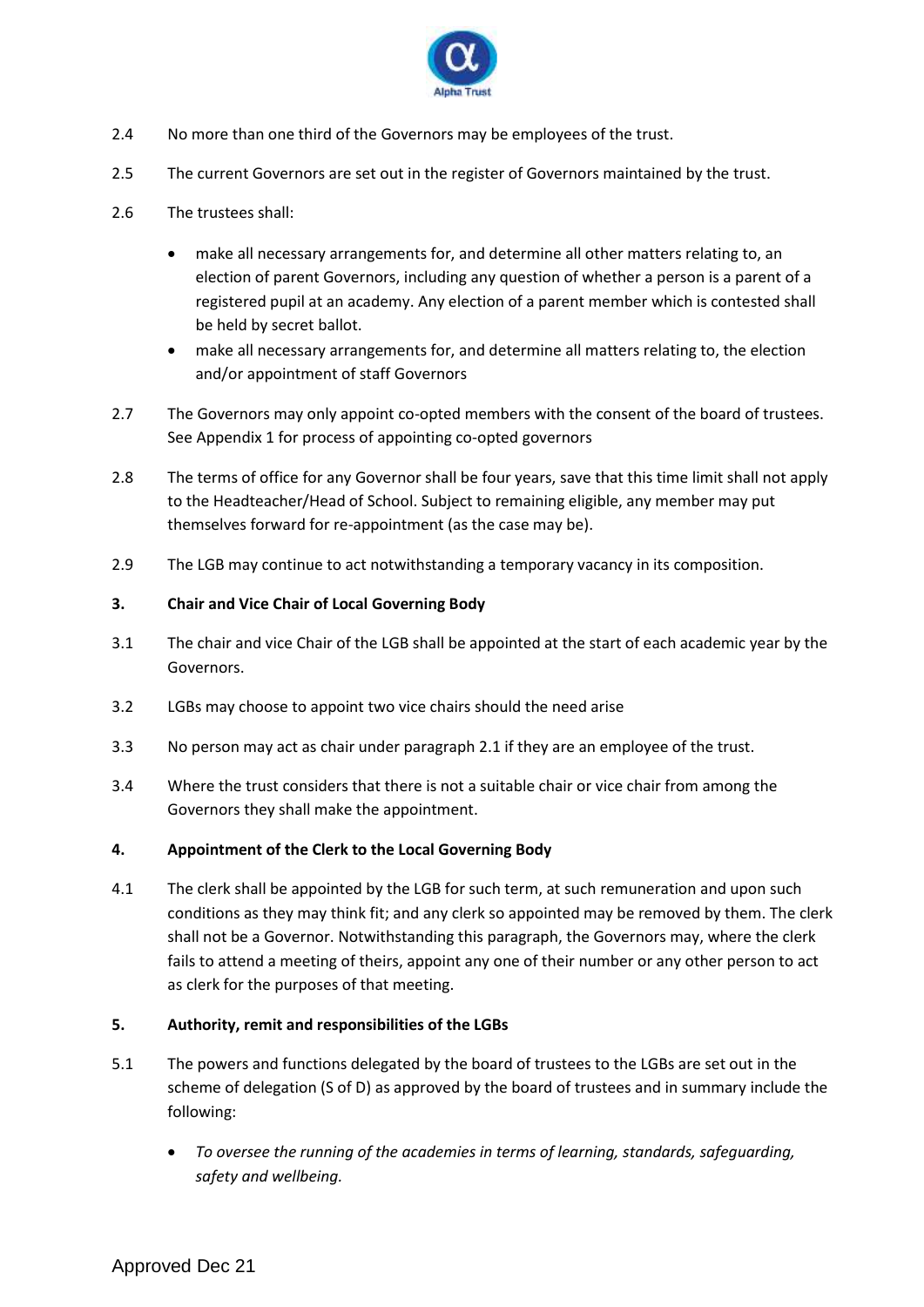2.4 No more than one third of the Governors may be employees of the trust.

2.5 The current Governors are set out in the register of Governors maintained by the trust.

2.6 The trustees shall:

- make all necessary arrangements for, and determine all other matters relating to, an election of parent Governors, including any question of whether a person is a parent of a registered pupil at an academy. Any election of a parent member which is contested shall be held by secret ballot.
- make all necessary arrangements for, and determine all matters relating to, the election and/or appointment of staff Governors

2.7 The Governors may only appoint co-opted members with the consent of the board of trustees. See Appendix 1 for process of appointing co-opted governors

2.8 The terms of office for any Governor shall be four years, save that this time limit shall not apply to the Headteacher/Head of School. Subject to remaining eligible, any member may put themselves forward for re-appointment (as the case may be).

2.9 The LGB may continue to act notwithstanding a temporary vacancy in its composition.

**3. Chair and Vice Chair of Local Governing Body**

3.1 The chair and vice Chair of the LGB shall be appointed at the start of each academic year by the Governors.

3.2 LGBs may choose to appoint two vice chairs should the need arise

3.3 No person may act as chair under paragraph 2.1 if they are an employee of the trust.

3.4 Where the trust considers that there is not a suitable chair or vice chair from among the Governors they shall make the appointment.

**4. Appointment of the Clerk to the Local Governing Body**

4.1 The clerk shall be appointed by the LGB for such term, at such remuneration and upon such conditions as they may think fit; and any clerk so appointed may be removed by them. The clerk shall not be a Governor. Notwithstanding this paragraph, the Governors may, where the clerk fails to attend a meeting of theirs, appoint any one of their number or any other person to act as clerk for the purposes of that meeting.

**5. Authority, remit and responsibilities of the LGBs**

5.1 The powers and functions delegated by the board of trustees to the LGBs are set out in the scheme of delegation (S of D) as approved by the board of trustees and in summary include the following:

- *To oversee the running of the academies in terms of learning, standards, safeguarding, safety and wellbeing.*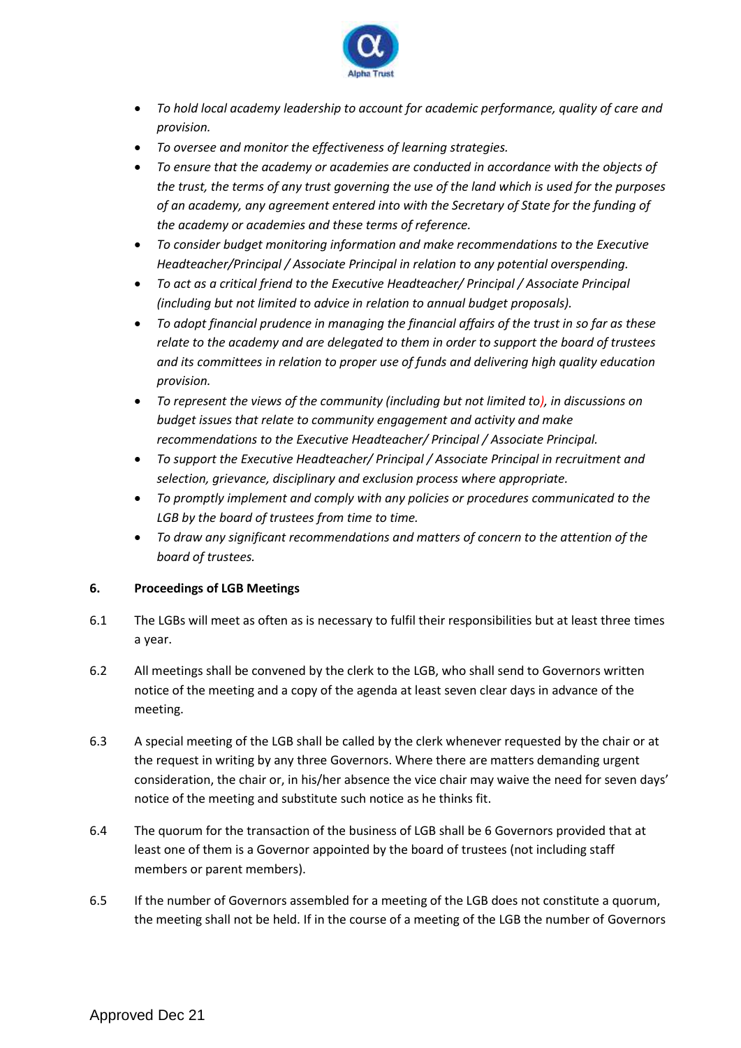- *To hold local academy leadership to account for academic performance, quality of care and provision.*
- *To oversee and monitor the effectiveness of learning strategies.*
- *To ensure that the academy or academies are conducted in accordance with the objects of the trust, the terms of any trust governing the use of the land which is used for the purposes of an academy, any agreement entered into with the Secretary of State for the funding of the academy or academies and these terms of reference.*
- *To consider budget monitoring information and make recommendations to the Executive Headteacher/Principal / Associate Principal in relation to any potential overspending.*
- *To act as a critical friend to the Executive Headteacher/ Principal / Associate Principal (including but not limited to advice in relation to annual budget proposals).*
- *To adopt financial prudence in managing the financial affairs of the trust in so far as these relate to the academy and are delegated to them in order to support the board of trustees and its committees in relation to proper use of funds and delivering high quality education provision.*
- *To represent the views of the community (including but not limited to), in discussions on budget issues that relate to community engagement and activity and make recommendations to the Executive Headteacher/ Principal / Associate Principal.*
- *To support the Executive Headteacher/ Principal / Associate Principal in recruitment and selection, grievance, disciplinary and exclusion process where appropriate.*
- *To promptly implement and comply with any policies or procedures communicated to the LGB by the board of trustees from time to time.*
- *To draw any significant recommendations and matters of concern to the attention of the board of trustees.*

**6. Proceedings of LGB Meetings**

6.1 The LGBs will meet as often as is necessary to fulfil their responsibilities but at least three times a year.

6.2 All meetings shall be convened by the clerk to the LGB, who shall send to Governors written notice of the meeting and a copy of the agenda at least seven clear days in advance of the meeting.

6.3 A special meeting of the LGB shall be called by the clerk whenever requested by the chair or at the request in writing by any three Governors. Where there are matters demanding urgent consideration, the chair or, in his/her absence the vice chair may waive the need for seven days' notice of the meeting and substitute such notice as he thinks fit.

6.4 The quorum for the transaction of the business of LGB shall be 6 Governors provided that at least one of them is a Governor appointed by the board of trustees (not including staff members or parent members).

6.5 If the number of Governors assembled for a meeting of the LGB does not constitute a quorum, the meeting shall not be held. If in the course of a meeting of the LGB the number of Governors

Approved Dec 21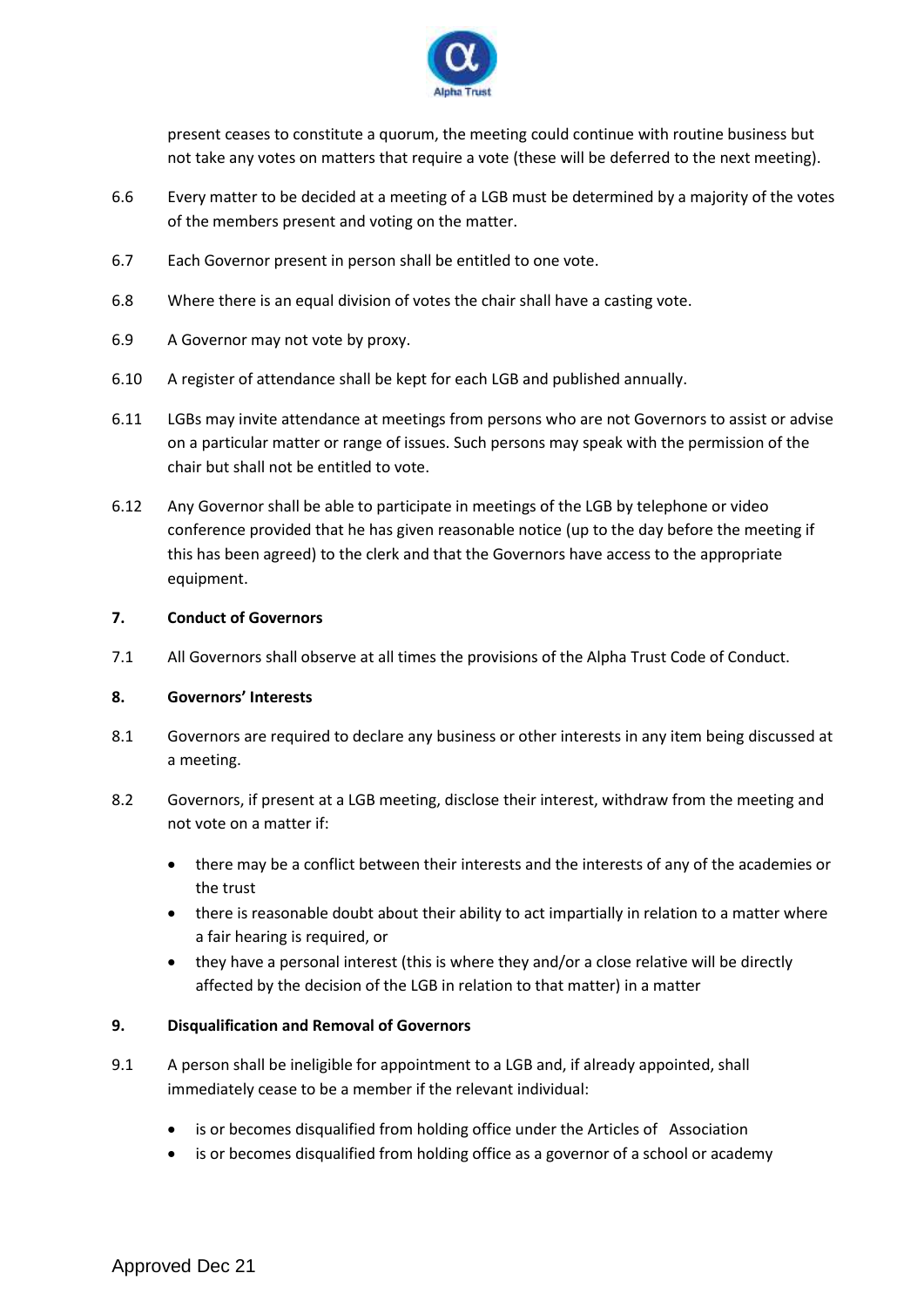present ceases to constitute a quorum, the meeting could continue with routine business but not take any votes on matters that require a vote (these will be deferred to the next meeting).

6.6 Every matter to be decided at a meeting of a LGB must be determined by a majority of the votes of the members present and voting on the matter.

6.7 Each Governor present in person shall be entitled to one vote.

6.8 Where there is an equal division of votes the chair shall have a casting vote.

6.9 A Governor may not vote by proxy.

6.10 A register of attendance shall be kept for each LGB and published annually.

6.11 LGBs may invite attendance at meetings from persons who are not Governors to assist or advise on a particular matter or range of issues. Such persons may speak with the permission of the chair but shall not be entitled to vote.

6.12 Any Governor shall be able to participate in meetings of the LGB by telephone or video conference provided that he has given reasonable notice (up to the day before the meeting if this has been agreed) to the clerk and that the Governors have access to the appropriate equipment.

**7. Conduct of Governors**

7.1 All Governors shall observe at all times the provisions of the Alpha Trust Code of Conduct.

**8. Governors' Interests**

8.1 Governors are required to declare any business or other interests in any item being discussed at a meeting.

8.2 Governors, if present at a LGB meeting, disclose their interest, withdraw from the meeting and not vote on a matter if:

- there may be a conflict between their interests and the interests of any of the academies or the trust
- there is reasonable doubt about their ability to act impartially in relation to a matter where a fair hearing is required, or
- they have a personal interest (this is where they and/or a close relative will be directly affected by the decision of the LGB in relation to that matter) in a matter

**9. Disqualification and Removal of Governors**

9.1 A person shall be ineligible for appointment to a LGB and, if already appointed, shall immediately cease to be a member if the relevant individual:

- is or becomes disqualified from holding office under the Articles of Association
- is or becomes disqualified from holding office as a governor of a school or academy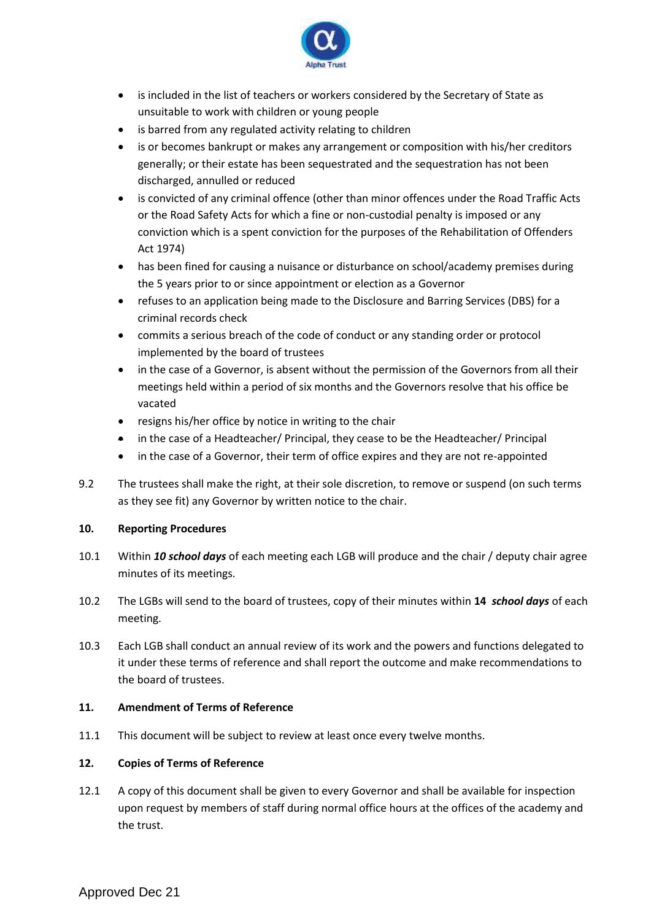- is included in the list of teachers or workers considered by the Secretary of State as unsuitable to work with children or young people
- is barred from any regulated activity relating to children
- is or becomes bankrupt or makes any arrangement or composition with his/her creditors generally; or their estate has been sequestrated and the sequestration has not been discharged, annulled or reduced
- is convicted of any criminal offence (other than minor offences under the Road Traffic Acts or the Road Safety Acts for which a fine or non-custodial penalty is imposed or any conviction which is a spent conviction for the purposes of the Rehabilitation of Offenders Act 1974)
- has been fined for causing a nuisance or disturbance on school/academy premises during the 5 years prior to or since appointment or election as a Governor
- refuses to an application being made to the Disclosure and Barring Services (DBS) for a criminal records check
- commits a serious breach of the code of conduct or any standing order or protocol implemented by the board of trustees
- in the case of a Governor, is absent without the permission of the Governors from all their meetings held within a period of six months and the Governors resolve that his office be vacated
- resigns his/her office by notice in writing to the chair
- in the case of a Headteacher/ Principal, they cease to be the Headteacher/ Principal
- in the case of a Governor, their term of office expires and they are not re-appointed

9.2 The trustees shall make the right, at their sole discretion, to remove or suspend (on such terms as they see fit) any Governor by written notice to the chair.

**10. Reporting Procedures**

10.1 Within ***10 school days*** of each meeting each LGB will produce and the chair / deputy chair agree minutes of its meetings.

10.2 The LGBs will send to the board of trustees, copy of their minutes within **14** ***school days*** of each meeting.

10.3 Each LGB shall conduct an annual review of its work and the powers and functions delegated to it under these terms of reference and shall report the outcome and make recommendations to the board of trustees.

**11. Amendment of Terms of Reference**

11.1 This document will be subject to review at least once every twelve months.

**12. Copies of Terms of Reference**

12.1 A copy of this document shall be given to every Governor and shall be available for inspection upon request by members of staff during normal office hours at the offices of the academy and the trust.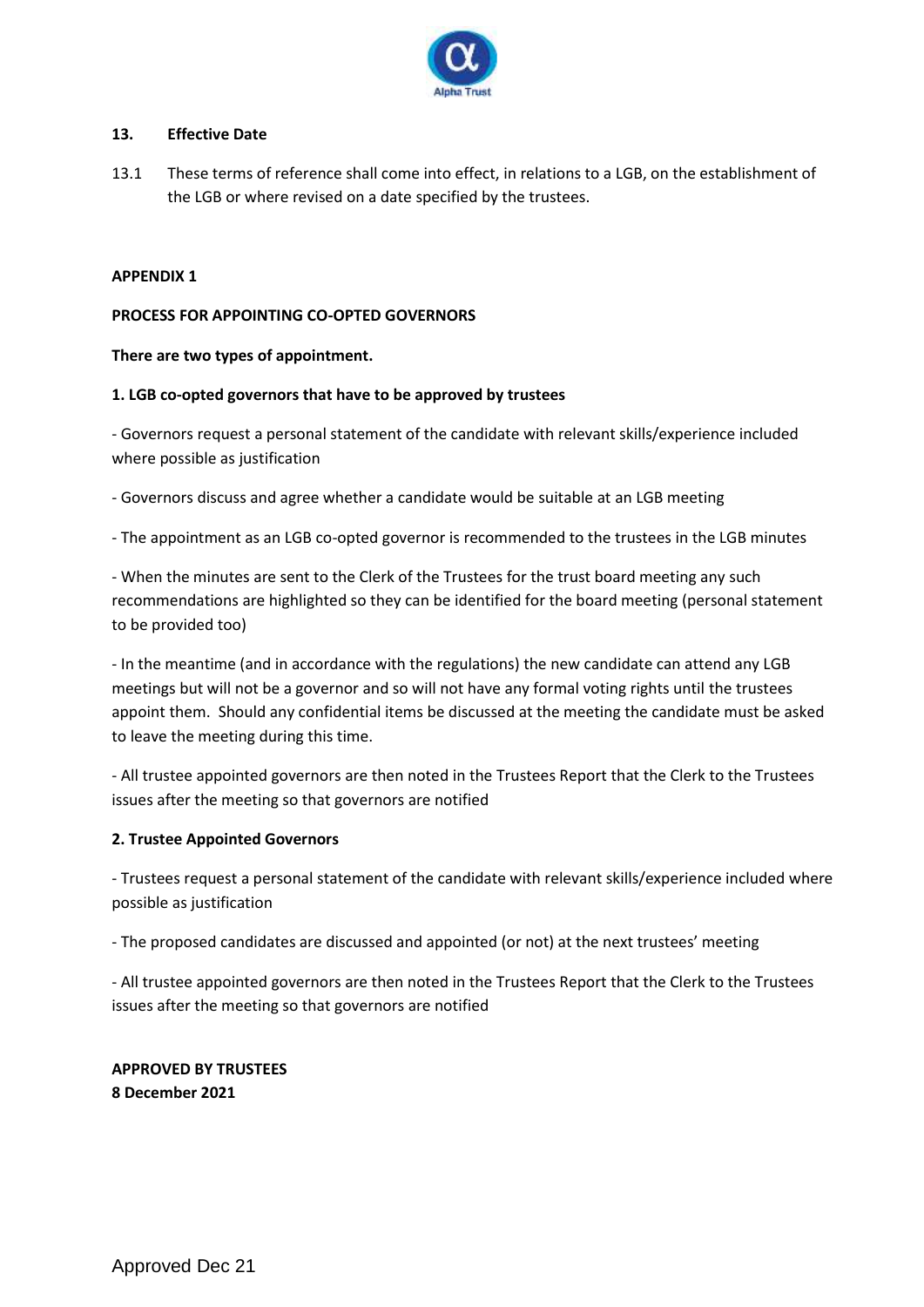## 13. Effective Date

13.1 These terms of reference shall come into effect, in relations to a LGB, on the establishment of the LGB or where revised on a date specified by the trustees.

**APPENDIX 1**

**PROCESS FOR APPOINTING CO-OPTED GOVERNORS**

**There are two types of appointment.**

**1. LGB co-opted governors that have to be approved by trustees**

- Governors request a personal statement of the candidate with relevant skills/experience included where possible as justification

- Governors discuss and agree whether a candidate would be suitable at an LGB meeting

- The appointment as an LGB co-opted governor is recommended to the trustees in the LGB minutes

- When the minutes are sent to the Clerk of the Trustees for the trust board meeting any such recommendations are highlighted so they can be identified for the board meeting (personal statement to be provided too)

- In the meantime (and in accordance with the regulations) the new candidate can attend any LGB meetings but will not be a governor and so will not have any formal voting rights until the trustees appoint them. Should any confidential items be discussed at the meeting the candidate must be asked to leave the meeting during this time.

- All trustee appointed governors are then noted in the Trustees Report that the Clerk to the Trustees issues after the meeting so that governors are notified

**2. Trustee Appointed Governors**

- Trustees request a personal statement of the candidate with relevant skills/experience included where possible as justification

- The proposed candidates are discussed and appointed (or not) at the next trustees' meeting

- All trustee appointed governors are then noted in the Trustees Report that the Clerk to the Trustees issues after the meeting so that governors are notified

**APPROVED BY TRUSTEES**
**8 December 2021**